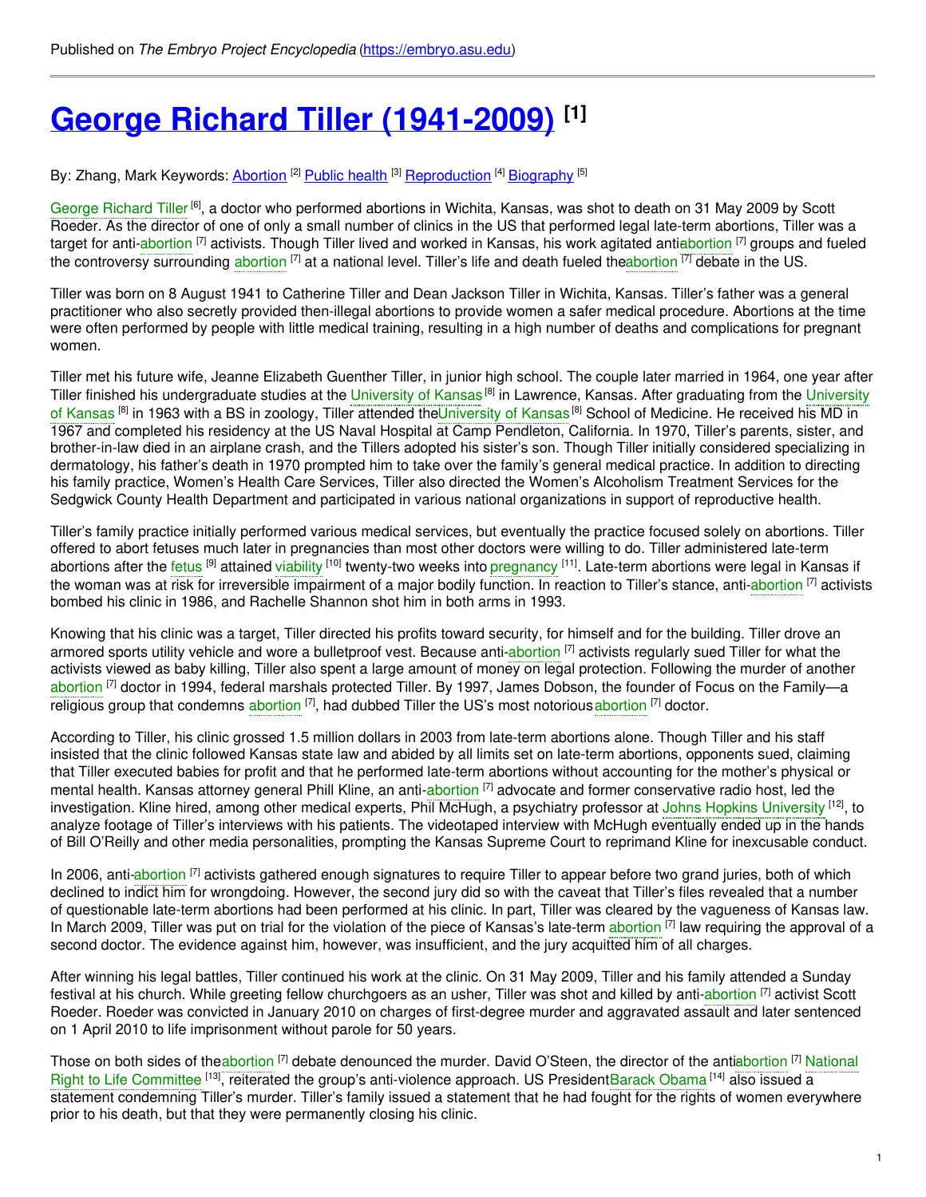Published on *The Embryo Project Encyclopedia* (https://embryo.asu.edu)

# George Richard Tiller (1941-2009) [1]

By: Zhang, Mark Keywords: Abortion [2] Public health [3] Reproduction [4] Biography [5]

George Richard Tiller [6], a doctor who performed abortions in Wichita, Kansas, was shot to death on 31 May 2009 by Scott Roeder. As the director of one of only a small number of clinics in the US that performed legal late-term abortions, Tiller was a target for anti-abortion [7] activists. Though Tiller lived and worked in Kansas, his work agitated antiabortion [7] groups and fueled the controversy surrounding abortion [7] at a national level. Tiller's life and death fueled theabortion [7] debate in the US.

Tiller was born on 8 August 1941 to Catherine Tiller and Dean Jackson Tiller in Wichita, Kansas. Tiller's father was a general practitioner who also secretly provided then-illegal abortions to provide women a safer medical procedure. Abortions at the time were often performed by people with little medical training, resulting in a high number of deaths and complications for pregnant women.

Tiller met his future wife, Jeanne Elizabeth Guenther Tiller, in junior high school. The couple later married in 1964, one year after Tiller finished his undergraduate studies at the University of Kansas [8] in Lawrence, Kansas. After graduating from the University of Kansas [8] in 1963 with a BS in zoology, Tiller attended theUniversity of Kansas [8] School of Medicine. He received his MD in 1967 and completed his residency at the US Naval Hospital at Camp Pendleton, California. In 1970, Tiller's parents, sister, and brother-in-law died in an airplane crash, and the Tillers adopted his sister's son. Though Tiller initially considered specializing in dermatology, his father's death in 1970 prompted him to take over the family's general medical practice. In addition to directing his family practice, Women's Health Care Services, Tiller also directed the Women's Alcoholism Treatment Services for the Sedgwick County Health Department and participated in various national organizations in support of reproductive health.

Tiller's family practice initially performed various medical services, but eventually the practice focused solely on abortions. Tiller offered to abort fetuses much later in pregnancies than most other doctors were willing to do. Tiller administered late-term abortions after the fetus [9] attained viability [10] twenty-two weeks into pregnancy [11]. Late-term abortions were legal in Kansas if the woman was at risk for irreversible impairment of a major bodily function. In reaction to Tiller's stance, anti-abortion [7] activists bombed his clinic in 1986, and Rachelle Shannon shot him in both arms in 1993.

Knowing that his clinic was a target, Tiller directed his profits toward security, for himself and for the building. Tiller drove an armored sports utility vehicle and wore a bulletproof vest. Because anti-abortion [7] activists regularly sued Tiller for what the activists viewed as baby killing, Tiller also spent a large amount of money on legal protection. Following the murder of another abortion [7] doctor in 1994, federal marshals protected Tiller. By 1997, James Dobson, the founder of Focus on the Family—a religious group that condemns abortion [7], had dubbed Tiller the US's most notoriousabortion [7] doctor.

According to Tiller, his clinic grossed 1.5 million dollars in 2003 from late-term abortions alone. Though Tiller and his staff insisted that the clinic followed Kansas state law and abided by all limits set on late-term abortions, opponents sued, claiming that Tiller executed babies for profit and that he performed late-term abortions without accounting for the mother's physical or mental health. Kansas attorney general Phill Kline, an anti-abortion [7] advocate and former conservative radio host, led the investigation. Kline hired, among other medical experts, Phil McHugh, a psychiatry professor at Johns Hopkins University [12], to analyze footage of Tiller's interviews with his patients. The videotaped interview with McHugh eventually ended up in the hands of Bill O'Reilly and other media personalities, prompting the Kansas Supreme Court to reprimand Kline for inexcusable conduct.

In 2006, anti-abortion [7] activists gathered enough signatures to require Tiller to appear before two grand juries, both of which declined to indict him for wrongdoing. However, the second jury did so with the caveat that Tiller's files revealed that a number of questionable late-term abortions had been performed at his clinic. In part, Tiller was cleared by the vagueness of Kansas law. In March 2009, Tiller was put on trial for the violation of the piece of Kansas's late-term abortion [7] law requiring the approval of a second doctor. The evidence against him, however, was insufficient, and the jury acquitted him of all charges.

After winning his legal battles, Tiller continued his work at the clinic. On 31 May 2009, Tiller and his family attended a Sunday festival at his church. While greeting fellow churchgoers as an usher, Tiller was shot and killed by anti-abortion [7] activist Scott Roeder. Roeder was convicted in January 2010 on charges of first-degree murder and aggravated assault and later sentenced on 1 April 2010 to life imprisonment without parole for 50 years.

Those on both sides of theabortion [7] debate denounced the murder. David O'Steen, the director of the antiabortion [7] National Right to Life Committee [13], reiterated the group's anti-violence approach. US PresidentBarack Obama [14] also issued a statement condemning Tiller's murder. Tiller's family issued a statement that he had fought for the rights of women everywhere prior to his death, but that they were permanently closing his clinic.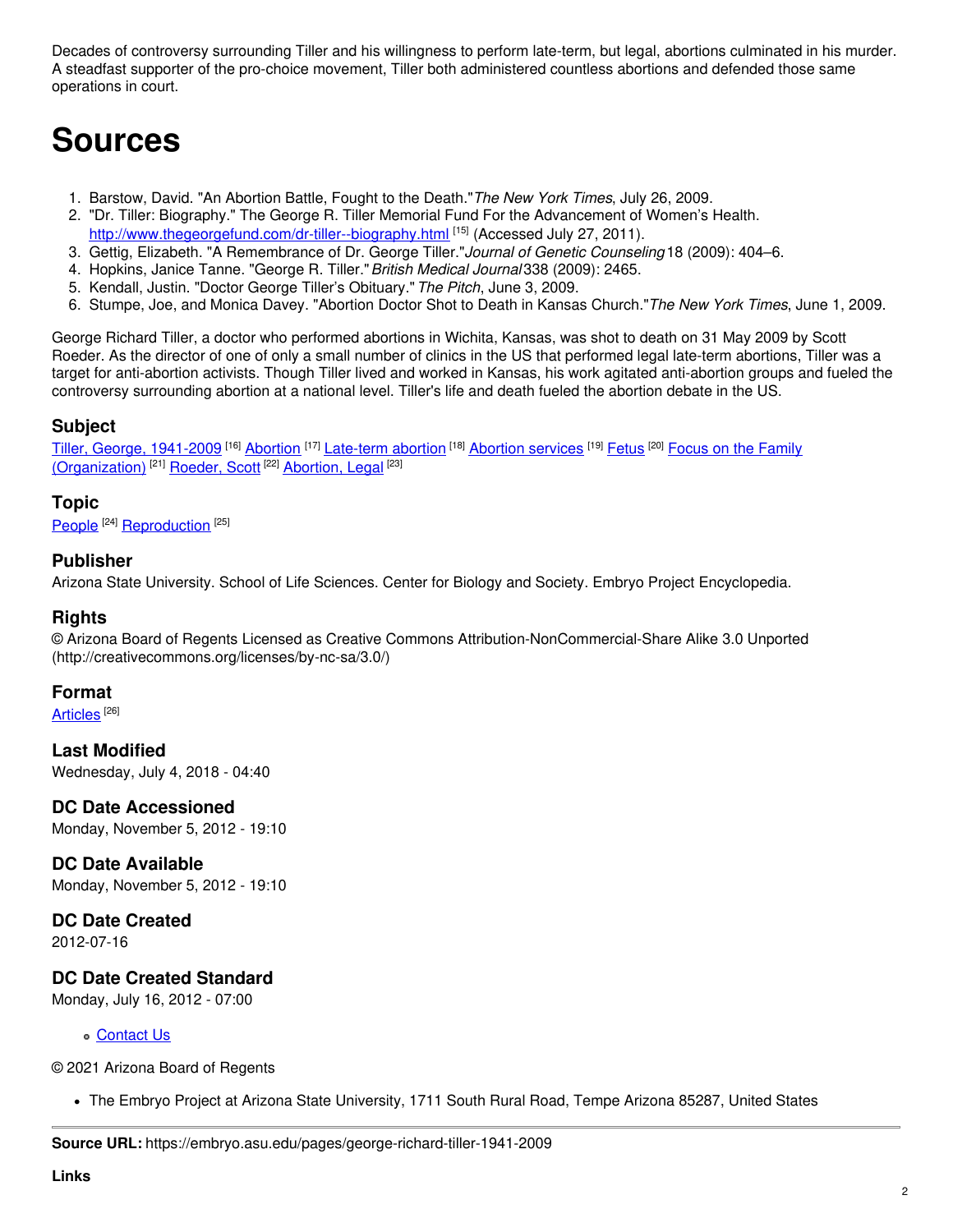Decades of controversy surrounding Tiller and his willingness to perform late-term, but legal, abortions culminated in his murder. A steadfast supporter of the pro-choice movement, Tiller both administered countless abortions and defended those same operations in court.

# Sources

1. Barstow, David. "An Abortion Battle, Fought to the Death." *The New York Times*, July 26, 2009.
2. "Dr. Tiller: Biography." The George R. Tiller Memorial Fund For the Advancement of Women's Health. http://www.thegeorgefund.com/dr-tiller--biography.html [15] (Accessed July 27, 2011).
3. Gettig, Elizabeth. "A Remembrance of Dr. George Tiller." *Journal of Genetic Counseling* 18 (2009): 404–6.
4. Hopkins, Janice Tanne. "George R. Tiller." *British Medical Journal* 338 (2009): 2465.
5. Kendall, Justin. "Doctor George Tiller's Obituary." *The Pitch*, June 3, 2009.
6. Stumpe, Joe, and Monica Davey. "Abortion Doctor Shot to Death in Kansas Church." *The New York Times*, June 1, 2009.

George Richard Tiller, a doctor who performed abortions in Wichita, Kansas, was shot to death on 31 May 2009 by Scott Roeder. As the director of one of only a small number of clinics in the US that performed legal late-term abortions, Tiller was a target for anti-abortion activists. Though Tiller lived and worked in Kansas, his work agitated anti-abortion groups and fueled the controversy surrounding abortion at a national level. Tiller's life and death fueled the abortion debate in the US.

### Subject

Tiller, George, 1941-2009 [16] Abortion [17] Late-term abortion [18] Abortion services [19] Fetus [20] Focus on the Family (Organization) [21] Roeder, Scott [22] Abortion, Legal [23]

### Topic

People [24] Reproduction [25]

### Publisher

Arizona State University. School of Life Sciences. Center for Biology and Society. Embryo Project Encyclopedia.

### Rights

© Arizona Board of Regents Licensed as Creative Commons Attribution-NonCommercial-Share Alike 3.0 Unported (http://creativecommons.org/licenses/by-nc-sa/3.0/)

### Format

Articles [26]

### Last Modified

Wednesday, July 4, 2018 - 04:40

### DC Date Accessioned

Monday, November 5, 2012 - 19:10

### DC Date Available

Monday, November 5, 2012 - 19:10

### DC Date Created

2012-07-16

### DC Date Created Standard

Monday, July 16, 2012 - 07:00

- Contact Us

© 2021 Arizona Board of Regents

- The Embryo Project at Arizona State University, 1711 South Rural Road, Tempe Arizona 85287, United States

---

**Source URL:** https://embryo.asu.edu/pages/george-richard-tiller-1941-2009

**Links**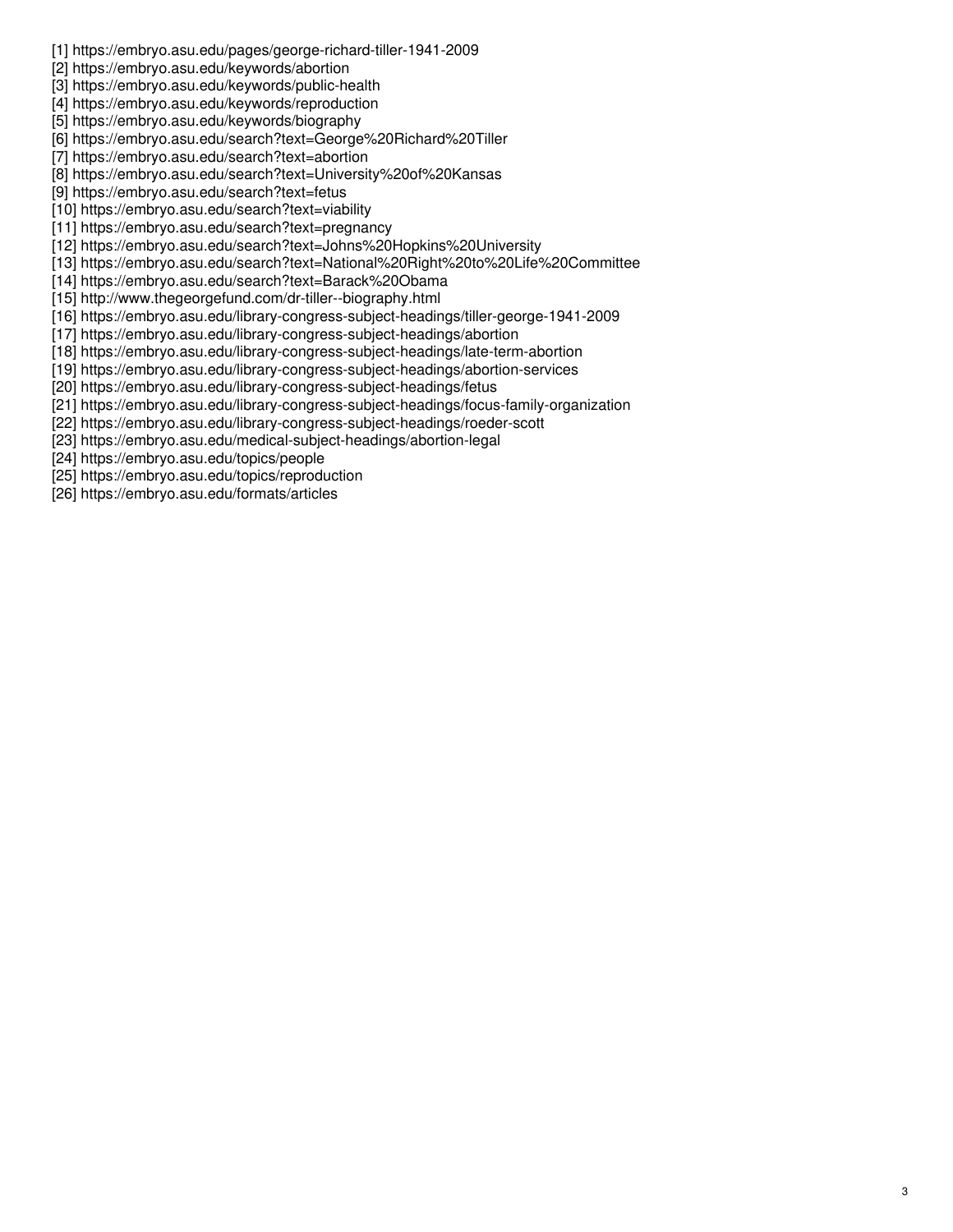[1] https://embryo.asu.edu/pages/george-richard-tiller-1941-2009
[2] https://embryo.asu.edu/keywords/abortion
[3] https://embryo.asu.edu/keywords/public-health
[4] https://embryo.asu.edu/keywords/reproduction
[5] https://embryo.asu.edu/keywords/biography
[6] https://embryo.asu.edu/search?text=George%20Richard%20Tiller
[7] https://embryo.asu.edu/search?text=abortion
[8] https://embryo.asu.edu/search?text=University%20of%20Kansas
[9] https://embryo.asu.edu/search?text=fetus
[10] https://embryo.asu.edu/search?text=viability
[11] https://embryo.asu.edu/search?text=pregnancy
[12] https://embryo.asu.edu/search?text=Johns%20Hopkins%20University
[13] https://embryo.asu.edu/search?text=National%20Right%20to%20Life%20Committee
[14] https://embryo.asu.edu/search?text=Barack%20Obama
[15] http://www.thegeorgefund.com/dr-tiller--biography.html
[16] https://embryo.asu.edu/library-congress-subject-headings/tiller-george-1941-2009
[17] https://embryo.asu.edu/library-congress-subject-headings/abortion
[18] https://embryo.asu.edu/library-congress-subject-headings/late-term-abortion
[19] https://embryo.asu.edu/library-congress-subject-headings/abortion-services
[20] https://embryo.asu.edu/library-congress-subject-headings/fetus
[21] https://embryo.asu.edu/library-congress-subject-headings/focus-family-organization
[22] https://embryo.asu.edu/library-congress-subject-headings/roeder-scott
[23] https://embryo.asu.edu/medical-subject-headings/abortion-legal
[24] https://embryo.asu.edu/topics/people
[25] https://embryo.asu.edu/topics/reproduction
[26] https://embryo.asu.edu/formats/articles